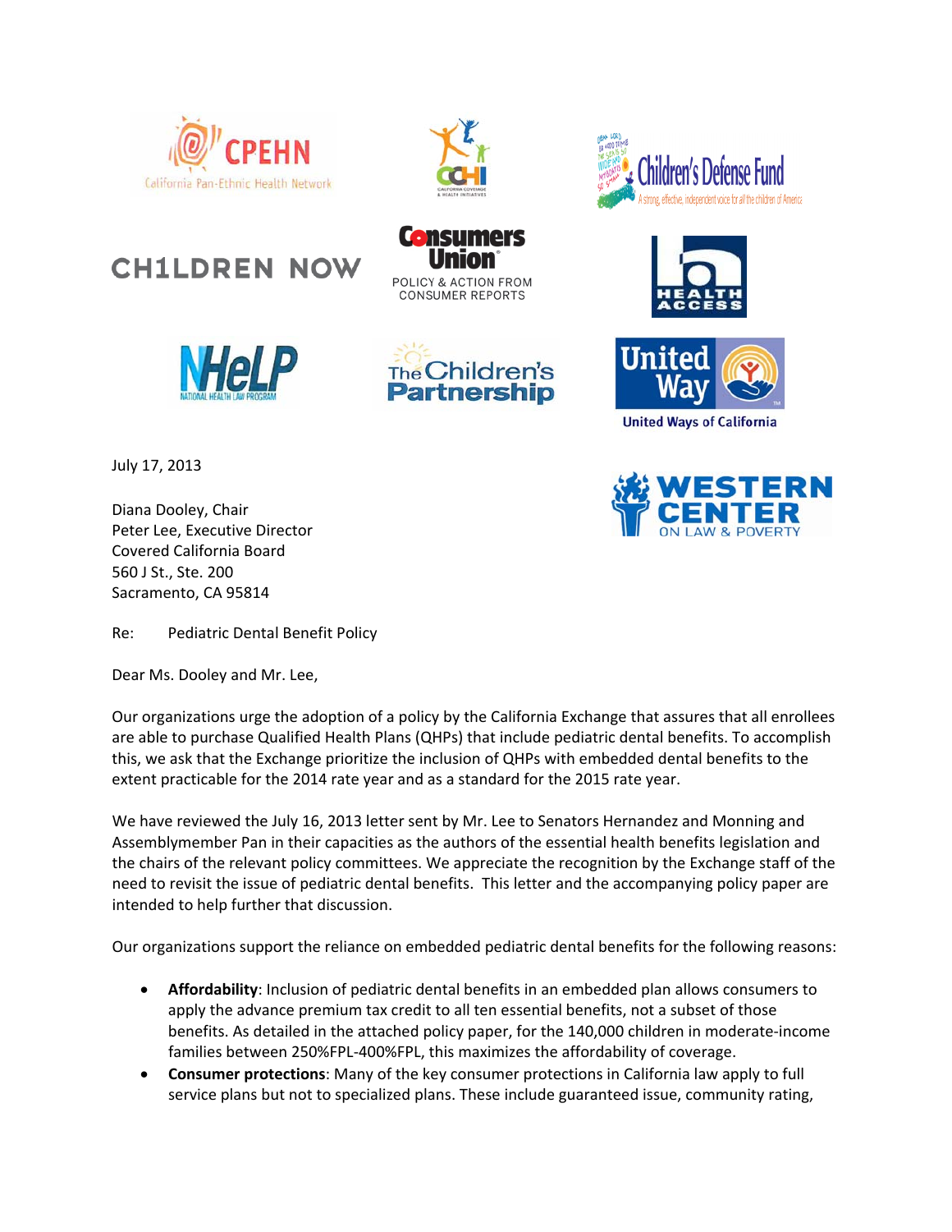July 17, 2013

Diana Dooley, Chair
Peter Lee, Executive Director
Covered California Board
560 J St., Ste. 200
Sacramento, CA 95814

Re: Pediatric Dental Benefit Policy

Dear Ms. Dooley and Mr. Lee,

Our organizations urge the adoption of a policy by the California Exchange that assures that all enrollees are able to purchase Qualified Health Plans (QHPs) that include pediatric dental benefits. To accomplish this, we ask that the Exchange prioritize the inclusion of QHPs with embedded dental benefits to the extent practicable for the 2014 rate year and as a standard for the 2015 rate year.

We have reviewed the July 16, 2013 letter sent by Mr. Lee to Senators Hernandez and Monning and Assemblymember Pan in their capacities as the authors of the essential health benefits legislation and the chairs of the relevant policy committees. We appreciate the recognition by the Exchange staff of the need to revisit the issue of pediatric dental benefits. This letter and the accompanying policy paper are intended to help further that discussion.

Our organizations support the reliance on embedded pediatric dental benefits for the following reasons:

- **Affordability**: Inclusion of pediatric dental benefits in an embedded plan allows consumers to apply the advance premium tax credit to all ten essential benefits, not a subset of those benefits. As detailed in the attached policy paper, for the 140,000 children in moderate-income families between 250%FPL-400%FPL, this maximizes the affordability of coverage.
- **Consumer protections**: Many of the key consumer protections in California law apply to full service plans but not to specialized plans. These include guaranteed issue, community rating,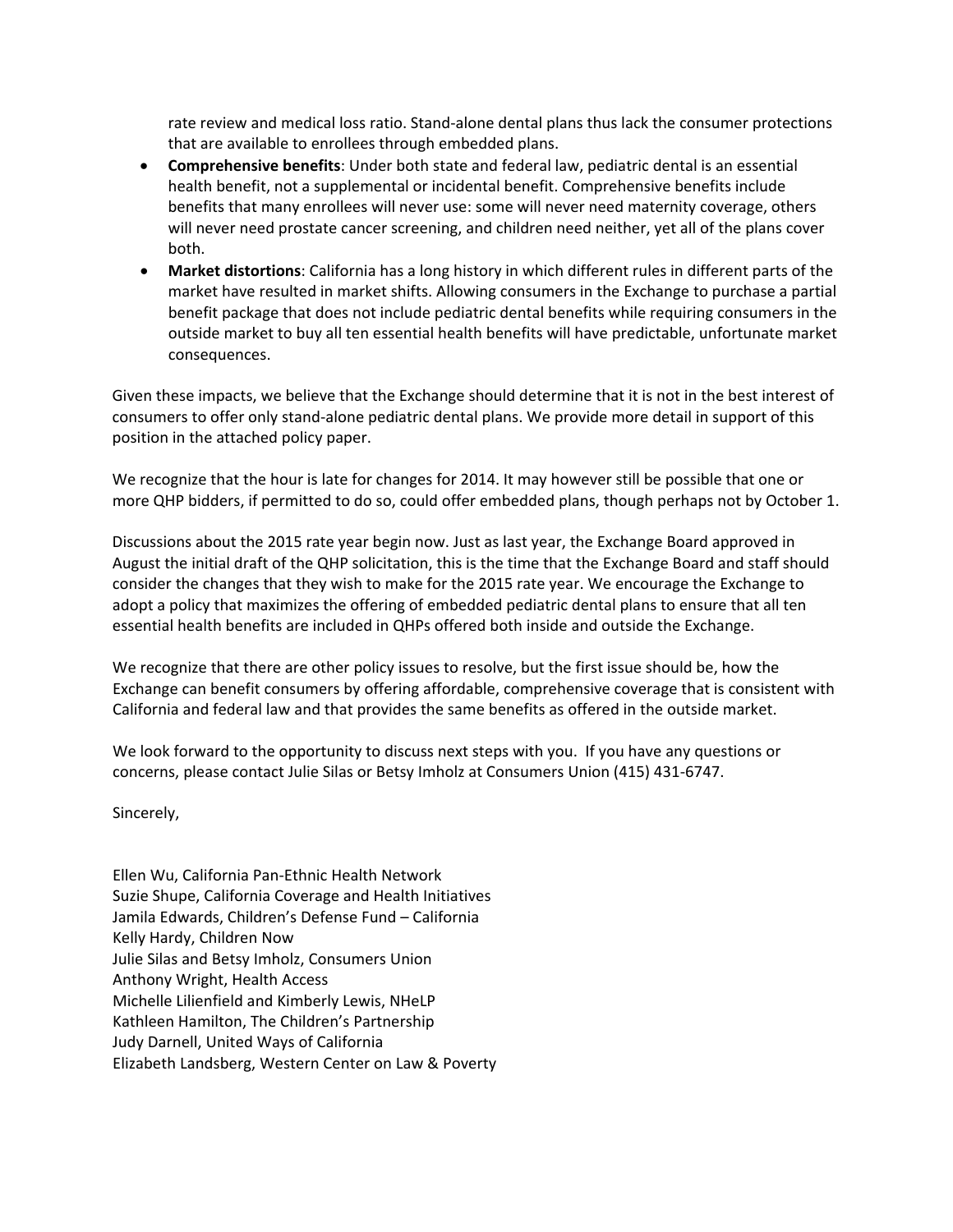rate review and medical loss ratio. Stand-alone dental plans thus lack the consumer protections that are available to enrollees through embedded plans.

- **Comprehensive benefits**: Under both state and federal law, pediatric dental is an essential health benefit, not a supplemental or incidental benefit. Comprehensive benefits include benefits that many enrollees will never use: some will never need maternity coverage, others will never need prostate cancer screening, and children need neither, yet all of the plans cover both.
- **Market distortions**: California has a long history in which different rules in different parts of the market have resulted in market shifts. Allowing consumers in the Exchange to purchase a partial benefit package that does not include pediatric dental benefits while requiring consumers in the outside market to buy all ten essential health benefits will have predictable, unfortunate market consequences.

Given these impacts, we believe that the Exchange should determine that it is not in the best interest of consumers to offer only stand-alone pediatric dental plans. We provide more detail in support of this position in the attached policy paper.

We recognize that the hour is late for changes for 2014. It may however still be possible that one or more QHP bidders, if permitted to do so, could offer embedded plans, though perhaps not by October 1.

Discussions about the 2015 rate year begin now. Just as last year, the Exchange Board approved in August the initial draft of the QHP solicitation, this is the time that the Exchange Board and staff should consider the changes that they wish to make for the 2015 rate year. We encourage the Exchange to adopt a policy that maximizes the offering of embedded pediatric dental plans to ensure that all ten essential health benefits are included in QHPs offered both inside and outside the Exchange.

We recognize that there are other policy issues to resolve, but the first issue should be, how the Exchange can benefit consumers by offering affordable, comprehensive coverage that is consistent with California and federal law and that provides the same benefits as offered in the outside market.

We look forward to the opportunity to discuss next steps with you. If you have any questions or concerns, please contact Julie Silas or Betsy Imholz at Consumers Union (415) 431-6747.

Sincerely,

Ellen Wu, California Pan-Ethnic Health Network  
Suzie Shupe, California Coverage and Health Initiatives  
Jamila Edwards, Children's Defense Fund – California  
Kelly Hardy, Children Now  
Julie Silas and Betsy Imholz, Consumers Union  
Anthony Wright, Health Access  
Michelle Lilienfield and Kimberly Lewis, NHeLP  
Kathleen Hamilton, The Children's Partnership  
Judy Darnell, United Ways of California  
Elizabeth Landsberg, Western Center on Law & Poverty